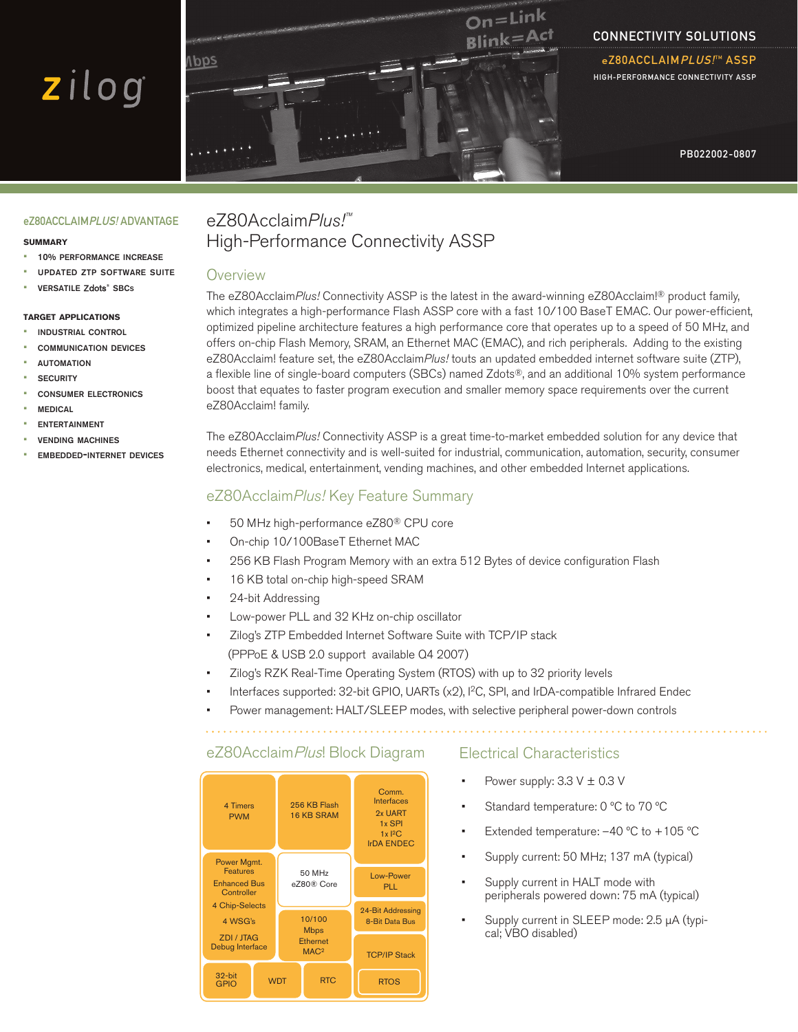zilog

CONNECTIVITY SOLUTIONS

eZ80ACCLAIM*PLUS!*™ ASSP

HIGH-PERFORMANCE CONNECTIVITY ASSP

PB022002-0807

eZ80ACCLAIM*PLUS!* ADVANTAGE

**SUMMARY**

- 10% PERFORMANCE INCREASE
- UPDATED ZTP SOFTWARE SUITE
- VERSATILE Zdots® SBCs

**TARGET APPLICATIONS**

- INDUSTRIAL CONTROL
- COMMUNICATION DEVICES
- AUTOMATION
- SECURITY
- CONSUMER ELECTRONICS
- MEDICAL
- ENTERTAINMENT
- VENDING MACHINES
- EMBEDDED-INTERNET DEVICES

# eZ80Acclaim*Plus!*™ High-Performance Connectivity ASSP

## Overview

The eZ80Acclaim*Plus!* Connectivity ASSP is the latest in the award-winning eZ80Acclaim!® product family, which integrates a high-performance Flash ASSP core with a fast 10/100 BaseT EMAC. Our power-efficient, optimized pipeline architecture features a high performance core that operates up to a speed of 50 MHz, and offers on-chip Flash Memory, SRAM, an Ethernet MAC (EMAC), and rich peripherals. Adding to the existing eZ80Acclaim! feature set, the eZ80Acclaim*Plus!* touts an updated embedded internet software suite (ZTP), a flexible line of single-board computers (SBCs) named Zdots®, and an additional 10% system performance boost that equates to faster program execution and smaller memory space requirements over the current eZ80Acclaim! family.

The eZ80Acclaim*Plus!* Connectivity ASSP is a great time-to-market embedded solution for any device that needs Ethernet connectivity and is well-suited for industrial, communication, automation, security, consumer electronics, medical, entertainment, vending machines, and other embedded Internet applications.

## eZ80Acclaim*Plus!* Key Feature Summary

- 50 MHz high-performance eZ80® CPU core
- On-chip 10/100BaseT Ethernet MAC
- 256 KB Flash Program Memory with an extra 512 Bytes of device configuration Flash
- 16 KB total on-chip high-speed SRAM
- 24-bit Addressing
- Low-power PLL and 32 KHz on-chip oscillator
- Zilog's ZTP Embedded Internet Software Suite with TCP/IP stack (PPPoE & USB 2.0 support available Q4 2007)
- Zilog's RZK Real-Time Operating System (RTOS) with up to 32 priority levels
- Interfaces supported: 32-bit GPIO, UARTs (x2), I²C, SPI, and IrDA-compatible Infrared Endec
- Power management: HALT/SLEEP modes, with selective peripheral power-down controls

## eZ80Acclaim*Plus*! Block Diagram

| | | |
|---|---|---|
| 4 Timers PWM | 256 KB Flash 16 KB SRAM | Comm. Interfaces 2x UART 1x SPI 1x I²C IrDA ENDEC |
| Power Mgmt. Features, Enhanced Bus Controller, 4 Chip-Selects, 4 WSG's, ZDI / JTAG Debug Interface | 50 MHz eZ80® Core | Low-Power PLL |
| | 10/100 Mbps Ethernet MAC² | 24-Bit Addressing 8-Bit Data Bus |
| | | TCP/IP Stack |
| 32-bit GPIO, WDT | RTC | RTOS |

## Electrical Characteristics

- Power supply: 3.3 V ± 0.3 V
- Standard temperature: 0 °C to 70 °C
- Extended temperature: –40 °C to +105 °C
- Supply current: 50 MHz; 137 mA (typical)
- Supply current in HALT mode with peripherals powered down: 75 mA (typical)
- Supply current in SLEEP mode: 2.5 μA (typical; VBO disabled)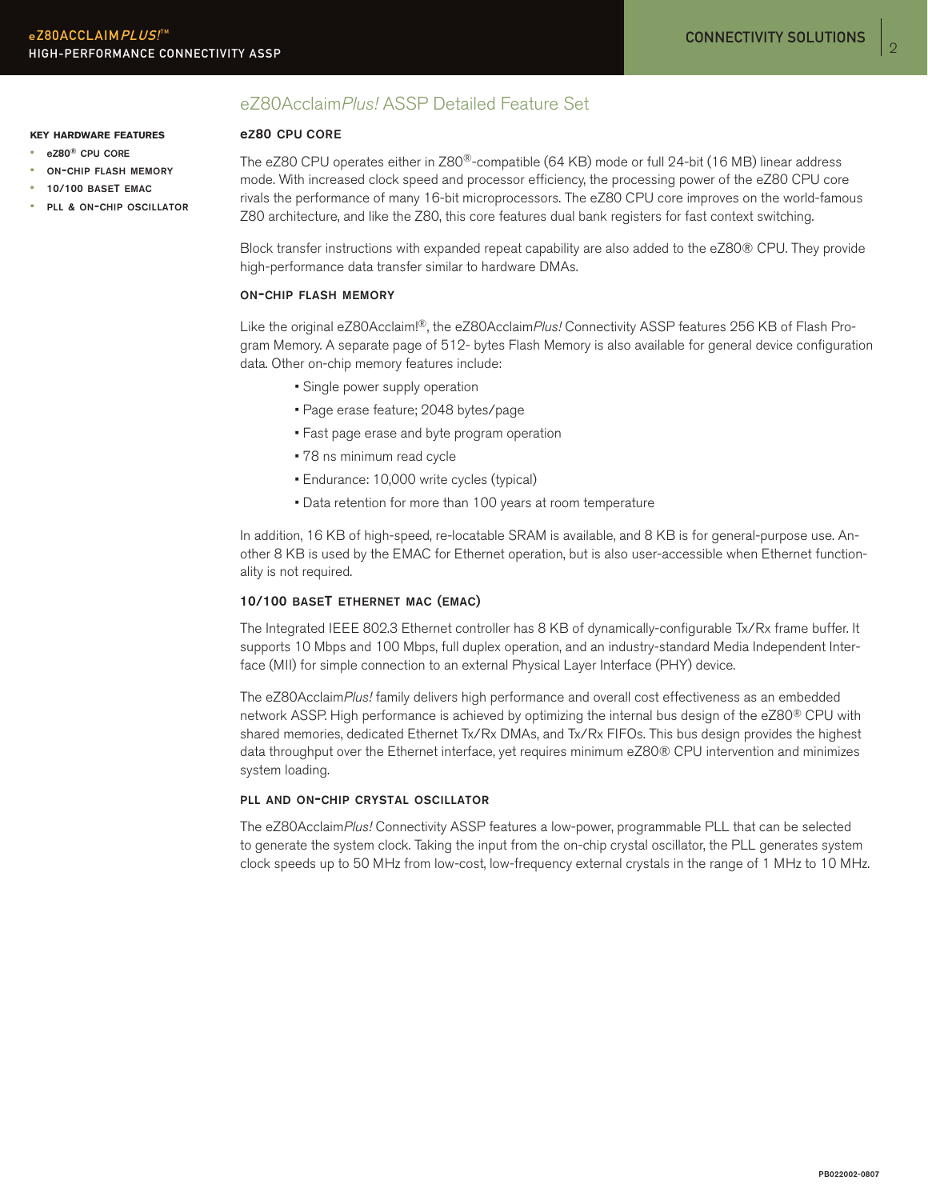## eZ80Acclaim*Plus!* ASSP Detailed Feature Set

**KEY HARDWARE FEATURES**

- eZ80® CPU CORE
- ON-CHIP FLASH MEMORY
- 10/100 BASET EMAC
- PLL & ON-CHIP OSCILLATOR

### eZ80 CPU CORE

The eZ80 CPU operates either in Z80®-compatible (64 KB) mode or full 24-bit (16 MB) linear address mode. With increased clock speed and processor efficiency, the processing power of the eZ80 CPU core rivals the performance of many 16-bit microprocessors. The eZ80 CPU core improves on the world-famous Z80 architecture, and like the Z80, this core features dual bank registers for fast context switching.

Block transfer instructions with expanded repeat capability are also added to the eZ80® CPU. They provide high-performance data transfer similar to hardware DMAs.

### ON-CHIP FLASH MEMORY

Like the original eZ80Acclaim!®, the eZ80Acclaim*Plus!* Connectivity ASSP features 256 KB of Flash Program Memory. A separate page of 512- bytes Flash Memory is also available for general device configuration data. Other on-chip memory features include:

- Single power supply operation
- Page erase feature; 2048 bytes/page
- Fast page erase and byte program operation
- 78 ns minimum read cycle
- Endurance: 10,000 write cycles (typical)
- Data retention for more than 100 years at room temperature

In addition, 16 KB of high-speed, re-locatable SRAM is available, and 8 KB is for general-purpose use. Another 8 KB is used by the EMAC for Ethernet operation, but is also user-accessible when Ethernet functionality is not required.

### 10/100 BASET ETHERNET MAC (EMAC)

The Integrated IEEE 802.3 Ethernet controller has 8 KB of dynamically-configurable Tx/Rx frame buffer. It supports 10 Mbps and 100 Mbps, full duplex operation, and an industry-standard Media Independent Interface (MII) for simple connection to an external Physical Layer Interface (PHY) device.

The eZ80Acclaim*Plus!* family delivers high performance and overall cost effectiveness as an embedded network ASSP. High performance is achieved by optimizing the internal bus design of the eZ80® CPU with shared memories, dedicated Ethernet Tx/Rx DMAs, and Tx/Rx FIFOs. This bus design provides the highest data throughput over the Ethernet interface, yet requires minimum eZ80® CPU intervention and minimizes system loading.

### PLL AND ON-CHIP CRYSTAL OSCILLATOR

The eZ80Acclaim*Plus!* Connectivity ASSP features a low-power, programmable PLL that can be selected to generate the system clock. Taking the input from the on-chip crystal oscillator, the PLL generates system clock speeds up to 50 MHz from low-cost, low-frequency external crystals in the range of 1 MHz to 10 MHz.

PB022002-0807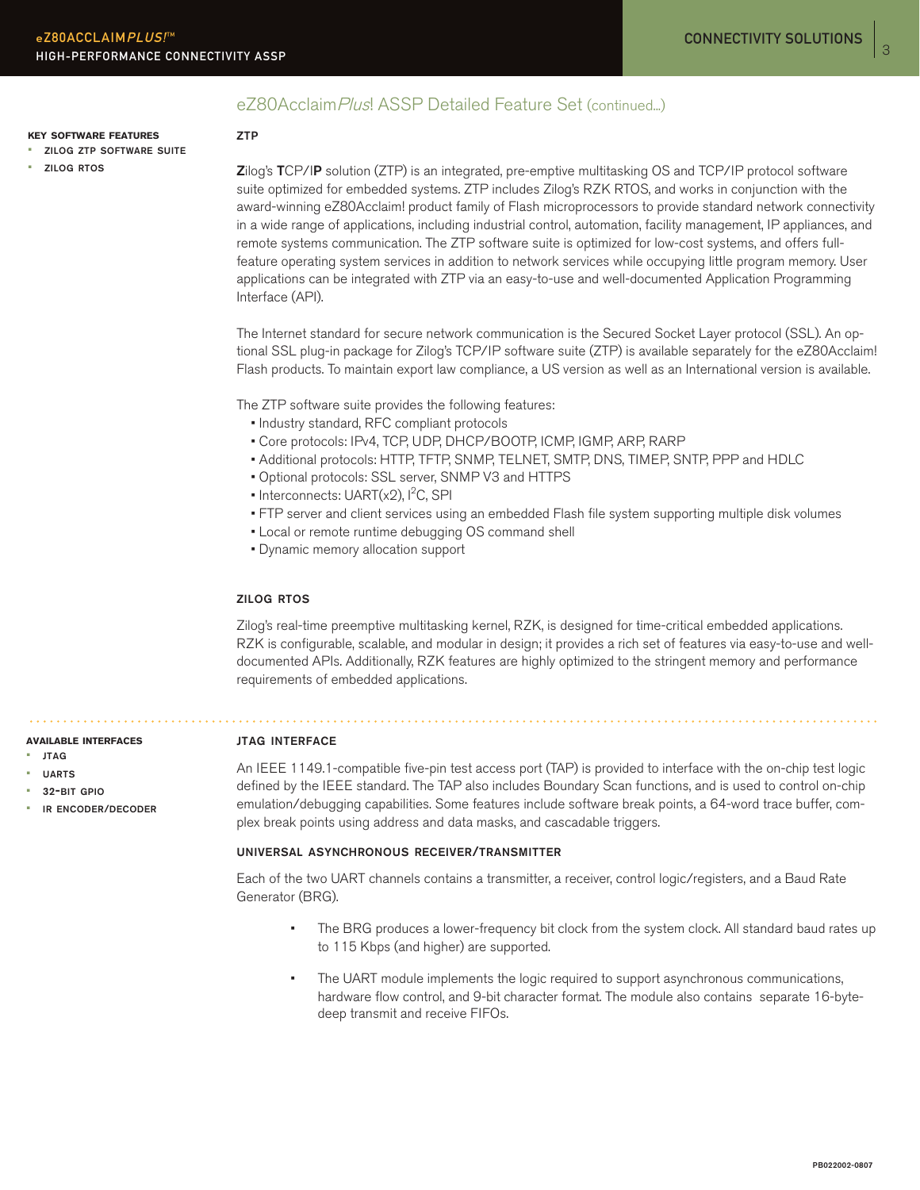## eZ80Acclaim*Plus*! ASSP Detailed Feature Set (continued...)

**KEY SOFTWARE FEATURES**

- ZILOG ZTP SOFTWARE SUITE
- ZILOG RTOS

### ZTP

**Z**ilog's **T**CP/I**P** solution (ZTP) is an integrated, pre-emptive multitasking OS and TCP/IP protocol software suite optimized for embedded systems. ZTP includes Zilog's RZK RTOS, and works in conjunction with the award-winning eZ80Acclaim! product family of Flash microprocessors to provide standard network connectivity in a wide range of applications, including industrial control, automation, facility management, IP appliances, and remote systems communication. The ZTP software suite is optimized for low-cost systems, and offers full-feature operating system services in addition to network services while occupying little program memory. User applications can be integrated with ZTP via an easy-to-use and well-documented Application Programming Interface (API).

The Internet standard for secure network communication is the Secured Socket Layer protocol (SSL). An optional SSL plug-in package for Zilog's TCP/IP software suite (ZTP) is available separately for the eZ80Acclaim! Flash products. To maintain export law compliance, a US version as well as an International version is available.

The ZTP software suite provides the following features:

- Industry standard, RFC compliant protocols
- Core protocols: IPv4, TCP, UDP, DHCP/BOOTP, ICMP, IGMP, ARP, RARP
- Additional protocols: HTTP, TFTP, SNMP, TELNET, SMTP, DNS, TIMEP, SNTP, PPP and HDLC
- Optional protocols: SSL server, SNMP V3 and HTTPS
- Interconnects: UART(x2), I$^2$C, SPI
- FTP server and client services using an embedded Flash file system supporting multiple disk volumes
- Local or remote runtime debugging OS command shell
- Dynamic memory allocation support

### ZILOG RTOS

Zilog's real-time preemptive multitasking kernel, RZK, is designed for time-critical embedded applications. RZK is configurable, scalable, and modular in design; it provides a rich set of features via easy-to-use and well-documented APIs. Additionally, RZK features are highly optimized to the stringent memory and performance requirements of embedded applications.

**AVAILABLE INTERFACES**

- JTAG
- UARTS
- 32-BIT GPIO
- IR ENCODER/DECODER

### JTAG INTERFACE

An IEEE 1149.1-compatible five-pin test access port (TAP) is provided to interface with the on-chip test logic defined by the IEEE standard. The TAP also includes Boundary Scan functions, and is used to control on-chip emulation/debugging capabilities. Some features include software break points, a 64-word trace buffer, complex break points using address and data masks, and cascadable triggers.

### UNIVERSAL ASYNCHRONOUS RECEIVER/TRANSMITTER

Each of the two UART channels contains a transmitter, a receiver, control logic/registers, and a Baud Rate Generator (BRG).

- The BRG produces a lower-frequency bit clock from the system clock. All standard baud rates up to 115 Kbps (and higher) are supported.
- The UART module implements the logic required to support asynchronous communications, hardware flow control, and 9-bit character format. The module also contains separate 16-byte-deep transmit and receive FIFOs.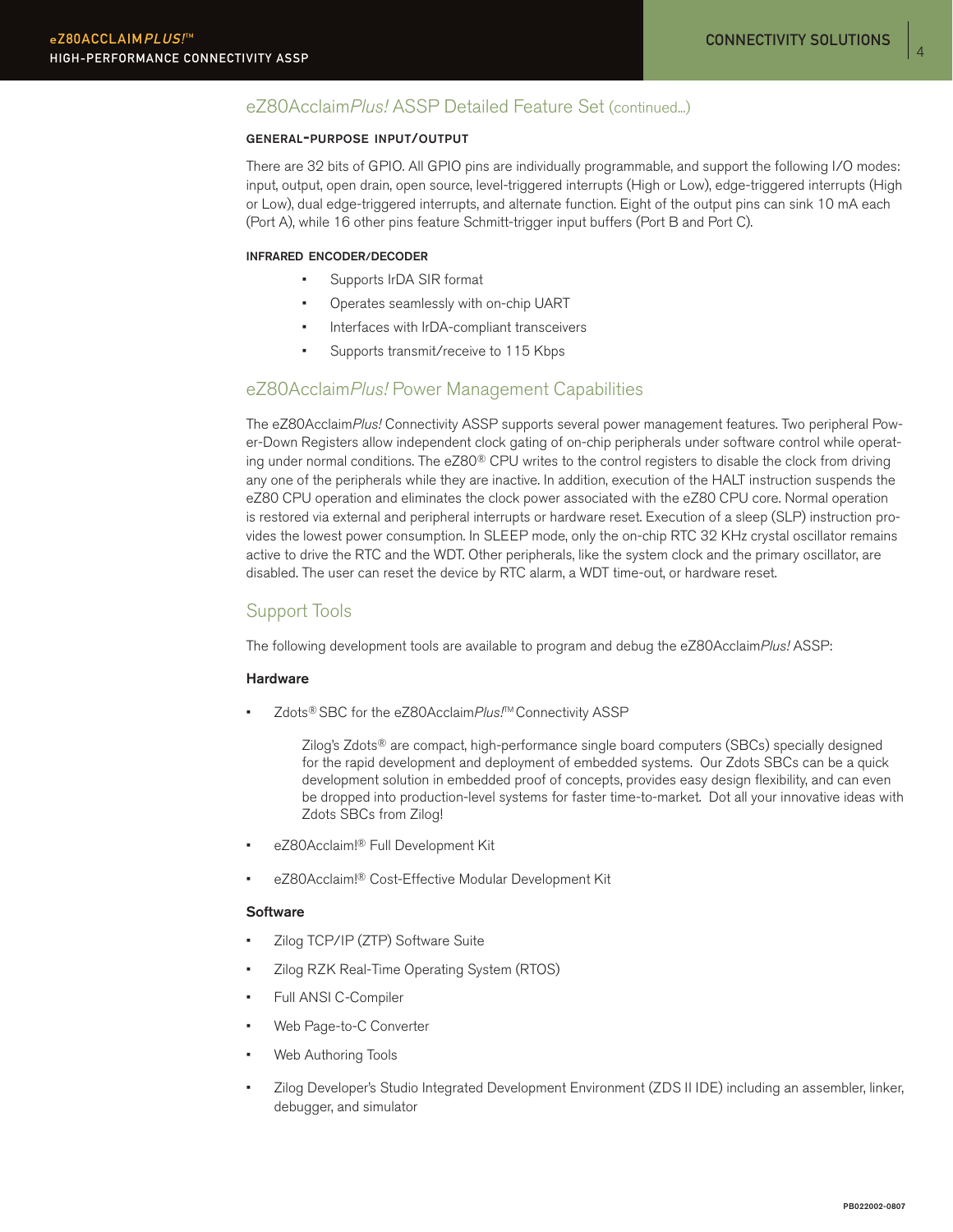## eZ80Acclaim*Plus!* ASSP Detailed Feature Set (continued...)

### GENERAL-PURPOSE INPUT/OUTPUT

There are 32 bits of GPIO. All GPIO pins are individually programmable, and support the following I/O modes: input, output, open drain, open source, level-triggered interrupts (High or Low), edge-triggered interrupts (High or Low), dual edge-triggered interrupts, and alternate function. Eight of the output pins can sink 10 mA each (Port A), while 16 other pins feature Schmitt-trigger input buffers (Port B and Port C).

### INFRARED ENCODER/DECODER

- Supports IrDA SIR format
- Operates seamlessly with on-chip UART
- Interfaces with IrDA-compliant transceivers
- Supports transmit/receive to 115 Kbps

## eZ80Acclaim*Plus!* Power Management Capabilities

The eZ80Acclaim*Plus!* Connectivity ASSP supports several power management features. Two peripheral Power-Down Registers allow independent clock gating of on-chip peripherals under software control while operating under normal conditions. The eZ80® CPU writes to the control registers to disable the clock from driving any one of the peripherals while they are inactive. In addition, execution of the HALT instruction suspends the eZ80 CPU operation and eliminates the clock power associated with the eZ80 CPU core. Normal operation is restored via external and peripheral interrupts or hardware reset. Execution of a sleep (SLP) instruction provides the lowest power consumption. In SLEEP mode, only the on-chip RTC 32 KHz crystal oscillator remains active to drive the RTC and the WDT. Other peripherals, like the system clock and the primary oscillator, are disabled. The user can reset the device by RTC alarm, a WDT time-out, or hardware reset.

## Support Tools

The following development tools are available to program and debug the eZ80Acclaim*Plus!* ASSP:

### Hardware

- Zdots® SBC for the eZ80Acclaim*Plus!*™ Connectivity ASSP

  Zilog's Zdots® are compact, high-performance single board computers (SBCs) specially designed for the rapid development and deployment of embedded systems. Our Zdots SBCs can be a quick development solution in embedded proof of concepts, provides easy design flexibility, and can even be dropped into production-level systems for faster time-to-market. Dot all your innovative ideas with Zdots SBCs from Zilog!

- eZ80Acclaim!® Full Development Kit
- eZ80Acclaim!® Cost-Effective Modular Development Kit

### Software

- Zilog TCP/IP (ZTP) Software Suite
- Zilog RZK Real-Time Operating System (RTOS)
- Full ANSI C-Compiler
- Web Page-to-C Converter
- Web Authoring Tools
- Zilog Developer's Studio Integrated Development Environment (ZDS II IDE) including an assembler, linker, debugger, and simulator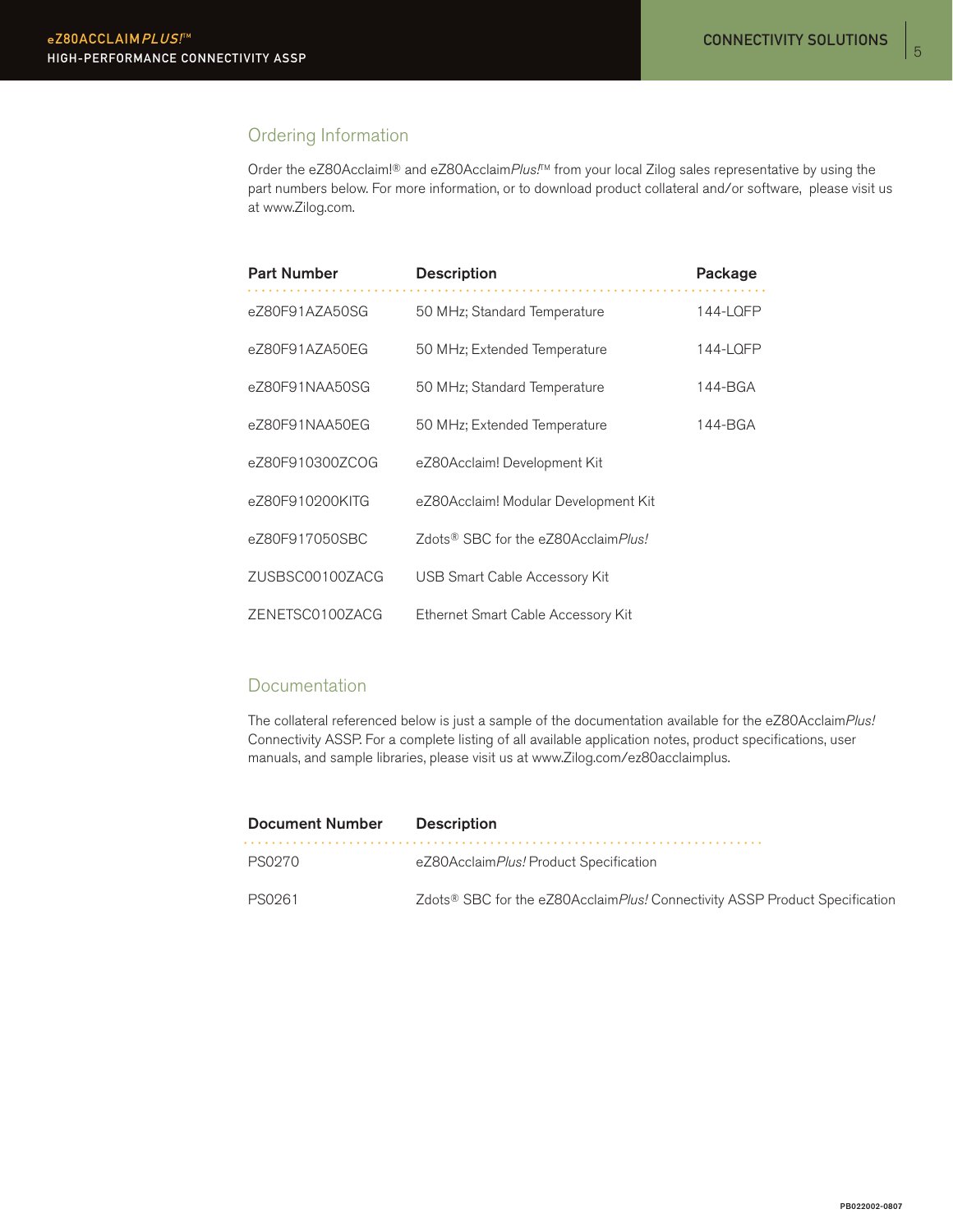## Ordering Information

Order the eZ80Acclaim!® and eZ80Acclaim*Plus!*™ from your local Zilog sales representative by using the part numbers below. For more information, or to download product collateral and/or software, please visit us at www.Zilog.com.

| Part Number | Description | Package |
|---|---|---|
| eZ80F91AZA50SG | 50 MHz; Standard Temperature | 144-LQFP |
| eZ80F91AZA50EG | 50 MHz; Extended Temperature | 144-LQFP |
| eZ80F91NAA50SG | 50 MHz; Standard Temperature | 144-BGA |
| eZ80F91NAA50EG | 50 MHz; Extended Temperature | 144-BGA |
| eZ80F910300ZCOG | eZ80Acclaim! Development Kit | |
| eZ80F910200KITG | eZ80Acclaim! Modular Development Kit | |
| eZ80F917050SBC | Zdots® SBC for the eZ80Acclaim*Plus!* | |
| ZUSBSC00100ZACG | USB Smart Cable Accessory Kit | |
| ZENETSC0100ZACG | Ethernet Smart Cable Accessory Kit | |

## Documentation

The collateral referenced below is just a sample of the documentation available for the eZ80Acclaim*Plus!* Connectivity ASSP. For a complete listing of all available application notes, product specifications, user manuals, and sample libraries, please visit us at www.Zilog.com/ez80acclaimplus.

| Document Number | Description |
|---|---|
| PS0270 | eZ80Acclaim*Plus!* Product Specification |
| PS0261 | Zdots® SBC for the eZ80Acclaim*Plus!* Connectivity ASSP Product Specification |

PB022002-0807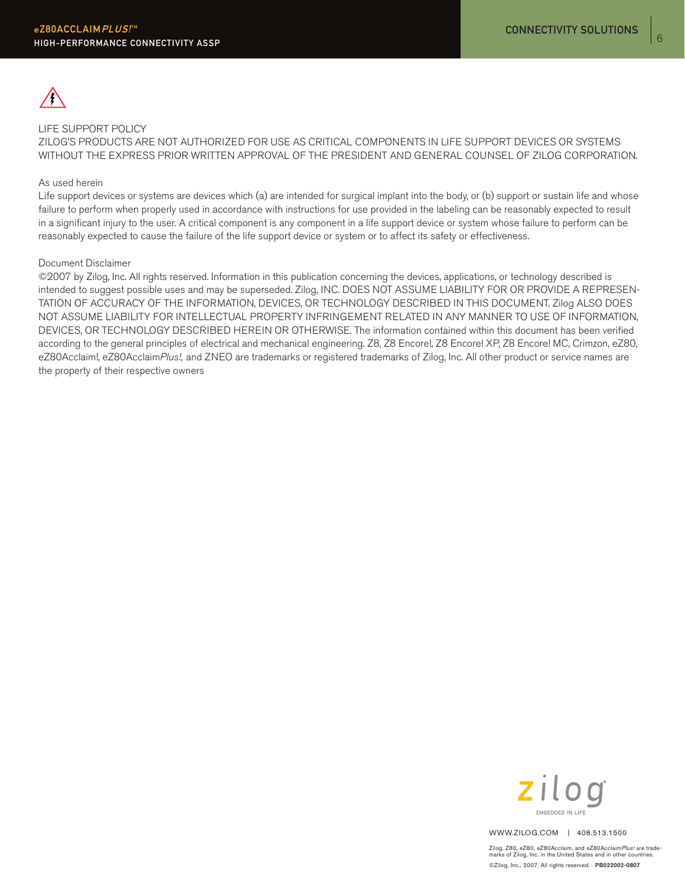LIFE SUPPORT POLICY

ZILOG'S PRODUCTS ARE NOT AUTHORIZED FOR USE AS CRITICAL COMPONENTS IN LIFE SUPPORT DEVICES OR SYSTEMS WITHOUT THE EXPRESS PRIOR WRITTEN APPROVAL OF THE PRESIDENT AND GENERAL COUNSEL OF ZILOG CORPORATION.

As used herein

Life support devices or systems are devices which (a) are intended for surgical implant into the body, or (b) support or sustain life and whose failure to perform when properly used in accordance with instructions for use provided in the labeling can be reasonably expected to result in a significant injury to the user. A critical component is any component in a life support device or system whose failure to perform can be reasonably expected to cause the failure of the life support device or system or to affect its safety or effectiveness.

Document Disclaimer

©2007 by Zilog, Inc. All rights reserved. Information in this publication concerning the devices, applications, or technology described is intended to suggest possible uses and may be superseded. Zilog, INC. DOES NOT ASSUME LIABILITY FOR OR PROVIDE A REPRESENTATION OF ACCURACY OF THE INFORMATION, DEVICES, OR TECHNOLOGY DESCRIBED IN THIS DOCUMENT. Zilog ALSO DOES NOT ASSUME LIABILITY FOR INTELLECTUAL PROPERTY INFRINGEMENT RELATED IN ANY MANNER TO USE OF INFORMATION, DEVICES, OR TECHNOLOGY DESCRIBED HEREIN OR OTHERWISE. The information contained within this document has been verified according to the general principles of electrical and mechanical engineering. Z8, Z8 Encore!, Z8 Encore! XP, Z8 Encore! MC, Crimzon, eZ80, eZ80Acclaim!, eZ80Acclaim*Plus!,* and ZNEO are trademarks or registered trademarks of Zilog, Inc. All other product or service names are the property of their respective owners

zilog

EMBEDDED IN LIFE

WWW.ZILOG.COM | 408.513.1500

Zilog, Z80, eZ80, eZ80Acclaim, and eZ80Acclaim*Plus!* are trademarks of Zilog, Inc. in the United States and in other countries.

©Zilog, Inc., 2007. All rights reserved. **PB022002-0807**